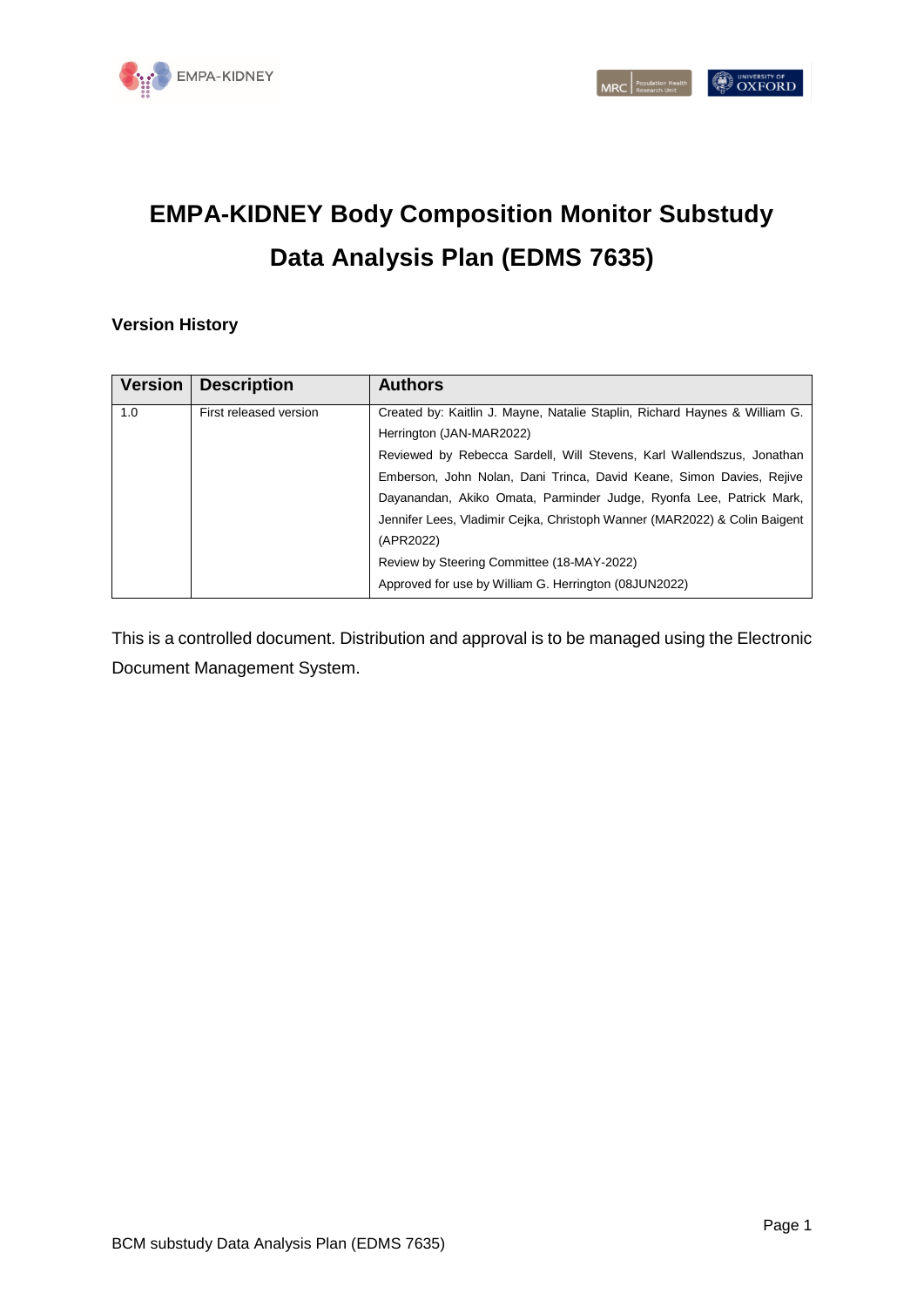# EMPA-KIDNEY Body Composition Monitor Substudy Data Analysis Plan (EDMS 7635)

### Version History

| Version | Description | Authors |
|---|---|---|
| 1.0 | First released version | Created by: Kaitlin J. Mayne, Natalie Staplin, Richard Haynes & William G. Herrington (JAN-MAR2022)<br>Reviewed by Rebecca Sardell, Will Stevens, Karl Wallendszus, Jonathan Emberson, John Nolan, Dani Trinca, David Keane, Simon Davies, Rejive Dayanandan, Akiko Omata, Parminder Judge, Ryonfa Lee, Patrick Mark, Jennifer Lees, Vladimir Cejka, Christoph Wanner (MAR2022) & Colin Baigent (APR2022)<br>Review by Steering Committee (18-MAY-2022)<br>Approved for use by William G. Herrington (08JUN2022) |

This is a controlled document. Distribution and approval is to be managed using the Electronic Document Management System.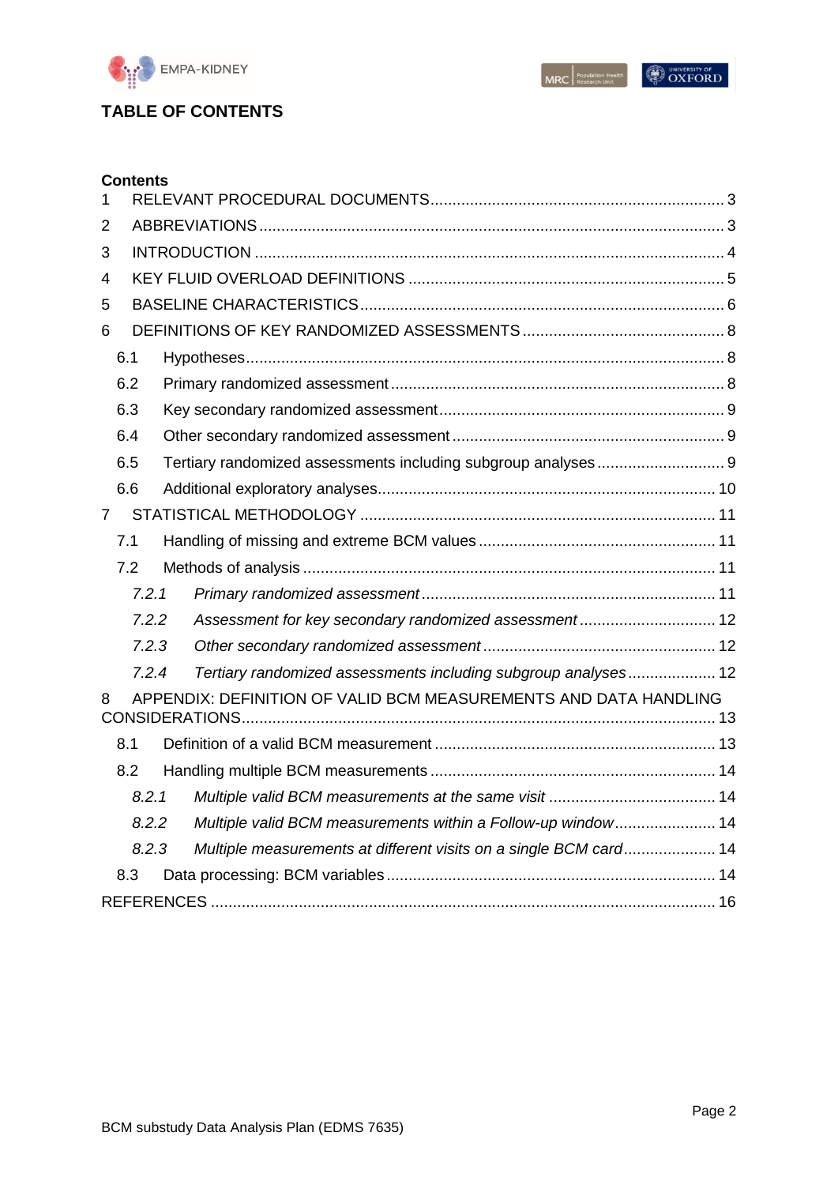# TABLE OF CONTENTS

**Contents**

1 RELEVANT PROCEDURAL DOCUMENTS .......... 3

2 ABBREVIATIONS .......... 3

3 INTRODUCTION .......... 4

4 KEY FLUID OVERLOAD DEFINITIONS .......... 5

5 BASELINE CHARACTERISTICS .......... 6

6 DEFINITIONS OF KEY RANDOMIZED ASSESSMENTS .......... 8

- 6.1 Hypotheses .......... 8
- 6.2 Primary randomized assessment .......... 8
- 6.3 Key secondary randomized assessment .......... 9
- 6.4 Other secondary randomized assessment .......... 9
- 6.5 Tertiary randomized assessments including subgroup analyses .......... 9
- 6.6 Additional exploratory analyses .......... 10

7 STATISTICAL METHODOLOGY .......... 11

- 7.1 Handling of missing and extreme BCM values .......... 11
- 7.2 Methods of analysis .......... 11
  - *7.2.1 Primary randomized assessment .......... 11*
  - *7.2.2 Assessment for key secondary randomized assessment .......... 12*
  - *7.2.3 Other secondary randomized assessment .......... 12*
  - *7.2.4 Tertiary randomized assessments including subgroup analyses .......... 12*

8 APPENDIX: DEFINITION OF VALID BCM MEASUREMENTS AND DATA HANDLING CONSIDERATIONS .......... 13

- 8.1 Definition of a valid BCM measurement .......... 13
- 8.2 Handling multiple BCM measurements .......... 14
  - *8.2.1 Multiple valid BCM measurements at the same visit .......... 14*
  - *8.2.2 Multiple valid BCM measurements within a Follow-up window .......... 14*
  - *8.2.3 Multiple measurements at different visits on a single BCM card .......... 14*
- 8.3 Data processing: BCM variables .......... 14

REFERENCES .......... 16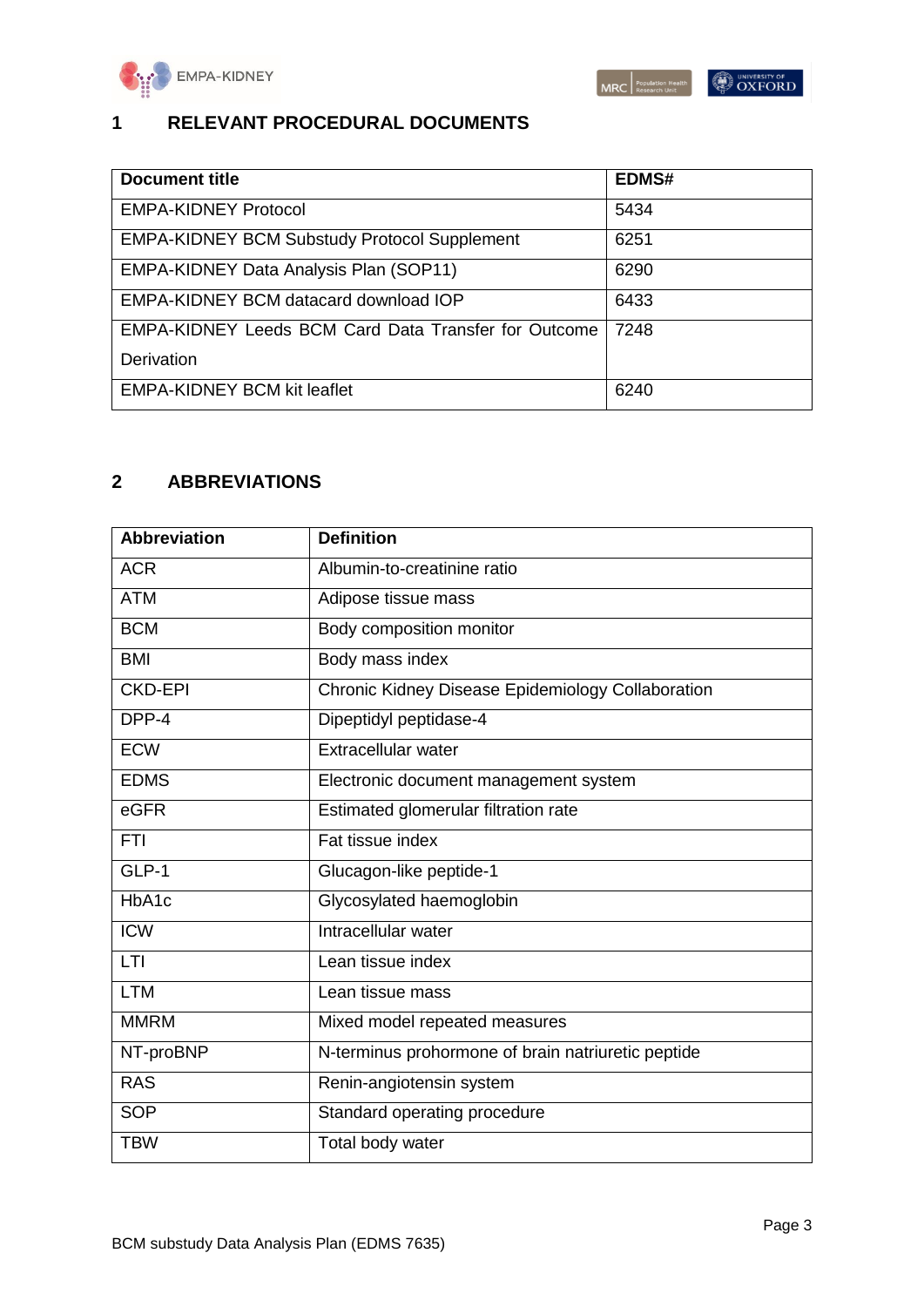## 1 RELEVANT PROCEDURAL DOCUMENTS

| Document title | EDMS# |
|---|---|
| EMPA-KIDNEY Protocol | 5434 |
| EMPA-KIDNEY BCM Substudy Protocol Supplement | 6251 |
| EMPA-KIDNEY Data Analysis Plan (SOP11) | 6290 |
| EMPA-KIDNEY BCM datacard download IOP | 6433 |
| EMPA-KIDNEY Leeds BCM Card Data Transfer for Outcome Derivation | 7248 |
| EMPA-KIDNEY BCM kit leaflet | 6240 |

## 2 ABBREVIATIONS

| Abbreviation | Definition |
|---|---|
| ACR | Albumin-to-creatinine ratio |
| ATM | Adipose tissue mass |
| BCM | Body composition monitor |
| BMI | Body mass index |
| CKD-EPI | Chronic Kidney Disease Epidemiology Collaboration |
| DPP-4 | Dipeptidyl peptidase-4 |
| ECW | Extracellular water |
| EDMS | Electronic document management system |
| eGFR | Estimated glomerular filtration rate |
| FTI | Fat tissue index |
| GLP-1 | Glucagon-like peptide-1 |
| HbA1c | Glycosylated haemoglobin |
| ICW | Intracellular water |
| LTI | Lean tissue index |
| LTM | Lean tissue mass |
| MMRM | Mixed model repeated measures |
| NT-proBNP | N-terminus prohormone of brain natriuretic peptide |
| RAS | Renin-angiotensin system |
| SOP | Standard operating procedure |
| TBW | Total body water |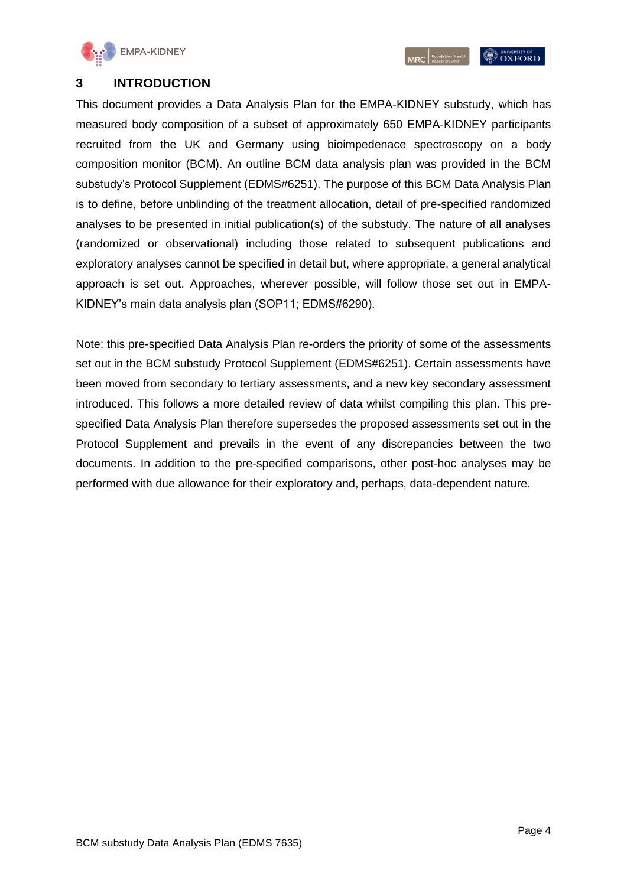# 3 INTRODUCTION

This document provides a Data Analysis Plan for the EMPA-KIDNEY substudy, which has measured body composition of a subset of approximately 650 EMPA-KIDNEY participants recruited from the UK and Germany using bioimpedenace spectroscopy on a body composition monitor (BCM). An outline BCM data analysis plan was provided in the BCM substudy's Protocol Supplement (EDMS#6251). The purpose of this BCM Data Analysis Plan is to define, before unblinding of the treatment allocation, detail of pre-specified randomized analyses to be presented in initial publication(s) of the substudy. The nature of all analyses (randomized or observational) including those related to subsequent publications and exploratory analyses cannot be specified in detail but, where appropriate, a general analytical approach is set out. Approaches, wherever possible, will follow those set out in EMPA-KIDNEY's main data analysis plan (SOP11; EDMS#6290).

Note: this pre-specified Data Analysis Plan re-orders the priority of some of the assessments set out in the BCM substudy Protocol Supplement (EDMS#6251). Certain assessments have been moved from secondary to tertiary assessments, and a new key secondary assessment introduced. This follows a more detailed review of data whilst compiling this plan. This pre-specified Data Analysis Plan therefore supersedes the proposed assessments set out in the Protocol Supplement and prevails in the event of any discrepancies between the two documents. In addition to the pre-specified comparisons, other post-hoc analyses may be performed with due allowance for their exploratory and, perhaps, data-dependent nature.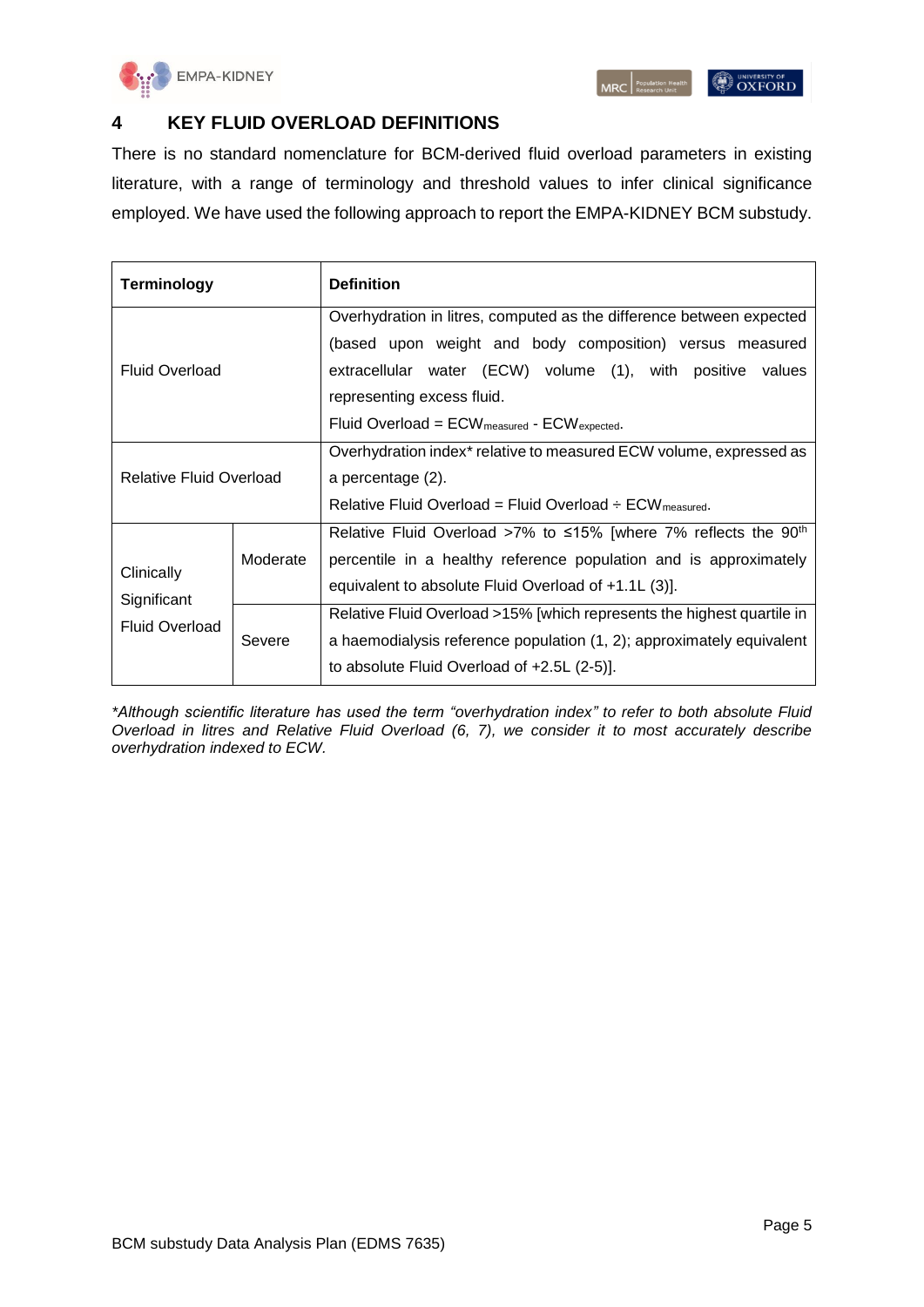## 4 KEY FLUID OVERLOAD DEFINITIONS

There is no standard nomenclature for BCM-derived fluid overload parameters in existing literature, with a range of terminology and threshold values to infer clinical significance employed. We have used the following approach to report the EMPA-KIDNEY BCM substudy.

| Terminology | | Definition |
|---|---|---|
| Fluid Overload | | Overhydration in litres, computed as the difference between expected (based upon weight and body composition) versus measured extracellular water (ECW) volume (1), with positive values representing excess fluid. Fluid Overload = $ECW_{measured}$ - $ECW_{expected}$. |
| Relative Fluid Overload | | Overhydration index* relative to measured ECW volume, expressed as a percentage (2). Relative Fluid Overload = Fluid Overload ÷ $ECW_{measured}$. |
| Clinically Significant Fluid Overload | Moderate | Relative Fluid Overload >7% to ≤15% [where 7% reflects the $90^{th}$ percentile in a healthy reference population and is approximately equivalent to absolute Fluid Overload of +1.1L (3)]. |
| | Severe | Relative Fluid Overload >15% [which represents the highest quartile in a haemodialysis reference population (1, 2); approximately equivalent to absolute Fluid Overload of +2.5L (2-5)]. |

*\*Although scientific literature has used the term "overhydration index" to refer to both absolute Fluid Overload in litres and Relative Fluid Overload (6, 7), we consider it to most accurately describe overhydration indexed to ECW.*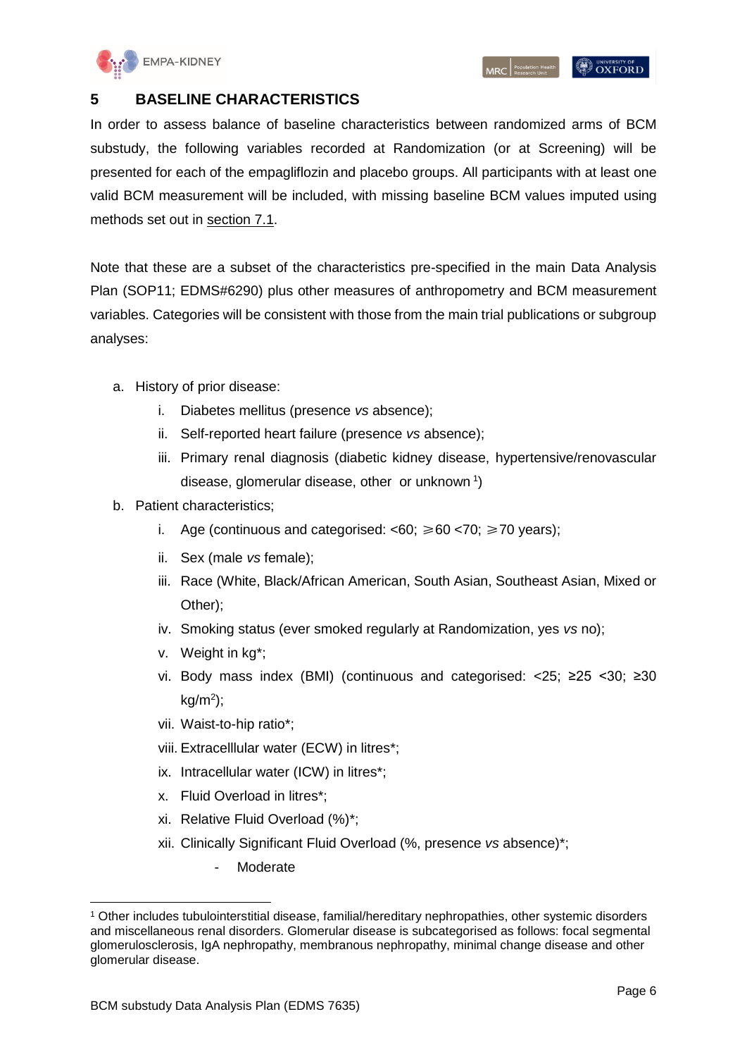## 5 BASELINE CHARACTERISTICS

In order to assess balance of baseline characteristics between randomized arms of BCM substudy, the following variables recorded at Randomization (or at Screening) will be presented for each of the empagliflozin and placebo groups. All participants with at least one valid BCM measurement will be included, with missing baseline BCM values imputed using methods set out in section 7.1.

Note that these are a subset of the characteristics pre-specified in the main Data Analysis Plan (SOP11; EDMS#6290) plus other measures of anthropometry and BCM measurement variables. Categories will be consistent with those from the main trial publications or subgroup analyses:

a. History of prior disease:
   i. Diabetes mellitus (presence *vs* absence);
   ii. Self-reported heart failure (presence *vs* absence);
   iii. Primary renal diagnosis (diabetic kidney disease, hypertensive/renovascular disease, glomerular disease, other or unknown [1])
b. Patient characteristics;
   i. Age (continuous and categorised: <60; ⩾60 <70; ⩾70 years);
   ii. Sex (male *vs* female);
   iii. Race (White, Black/African American, South Asian, Southeast Asian, Mixed or Other);
   iv. Smoking status (ever smoked regularly at Randomization, yes *vs* no);
   v. Weight in kg*;
   vi. Body mass index (BMI) (continuous and categorised: <25; ≥25 <30; ≥30 kg/m$^2$);
   vii. Waist-to-hip ratio*;
   viii. Extracelllular water (ECW) in litres*;
   ix. Intracellular water (ICW) in litres*;
   x. Fluid Overload in litres*;
   xi. Relative Fluid Overload (%)*;
   xii. Clinically Significant Fluid Overload (%, presence *vs* absence)*;
      - Moderate

[1] Other includes tubulointerstitial disease, familial/hereditary nephropathies, other systemic disorders and miscellaneous renal disorders. Glomerular disease is subcategorised as follows: focal segmental glomerulosclerosis, IgA nephropathy, membranous nephropathy, minimal change disease and other glomerular disease.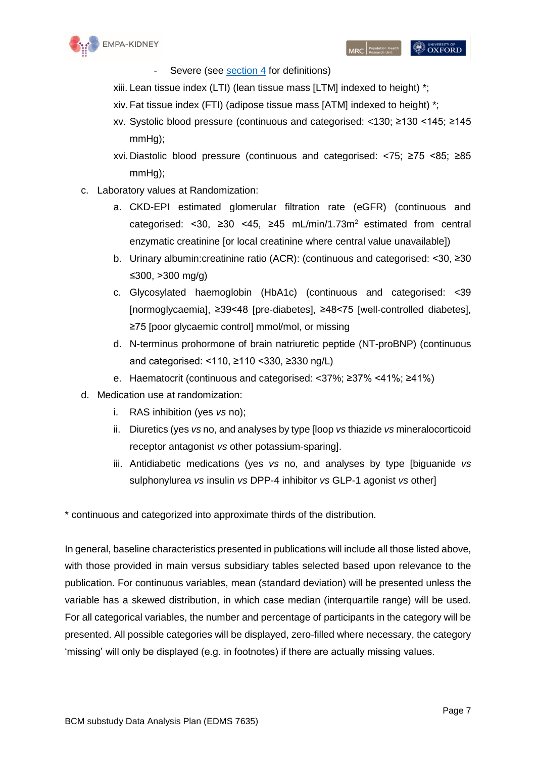- Severe (see section 4 for definitions)

xiii. Lean tissue index (LTI) (lean tissue mass [LTM] indexed to height) *;

xiv. Fat tissue index (FTI) (adipose tissue mass [ATM] indexed to height) *;

xv. Systolic blood pressure (continuous and categorised: <130; ≥130 <145; ≥145 mmHg);

xvi. Diastolic blood pressure (continuous and categorised: <75; ≥75 <85; ≥85 mmHg);

c. Laboratory values at Randomization:

a. CKD-EPI estimated glomerular filtration rate (eGFR) (continuous and categorised: <30, ≥30 <45, ≥45 mL/min/1.73m$^2$ estimated from central enzymatic creatinine [or local creatinine where central value unavailable])

b. Urinary albumin:creatinine ratio (ACR): (continuous and categorised: <30, ≥30 ≤300, >300 mg/g)

c. Glycosylated haemoglobin (HbA1c) (continuous and categorised: <39 [normoglycaemia], ≥39<48 [pre-diabetes], ≥48<75 [well-controlled diabetes], ≥75 [poor glycaemic control] mmol/mol, or missing

d. N-terminus prohormone of brain natriuretic peptide (NT-proBNP) (continuous and categorised: <110, ≥110 <330, ≥330 ng/L)

e. Haematocrit (continuous and categorised: <37%; ≥37% <41%; ≥41%)

d. Medication use at randomization:

i. RAS inhibition (yes *vs* no);

ii. Diuretics (yes *vs* no, and analyses by type [loop *vs* thiazide *vs* mineralocorticoid receptor antagonist *vs* other potassium-sparing].

iii. Antidiabetic medications (yes *vs* no, and analyses by type [biguanide *vs* sulphonylurea *vs* insulin *vs* DPP-4 inhibitor *vs* GLP-1 agonist *vs* other]

* continuous and categorized into approximate thirds of the distribution.

In general, baseline characteristics presented in publications will include all those listed above, with those provided in main versus subsidiary tables selected based upon relevance to the publication. For continuous variables, mean (standard deviation) will be presented unless the variable has a skewed distribution, in which case median (interquartile range) will be used. For all categorical variables, the number and percentage of participants in the category will be presented. All possible categories will be displayed, zero-filled where necessary, the category 'missing' will only be displayed (e.g. in footnotes) if there are actually missing values.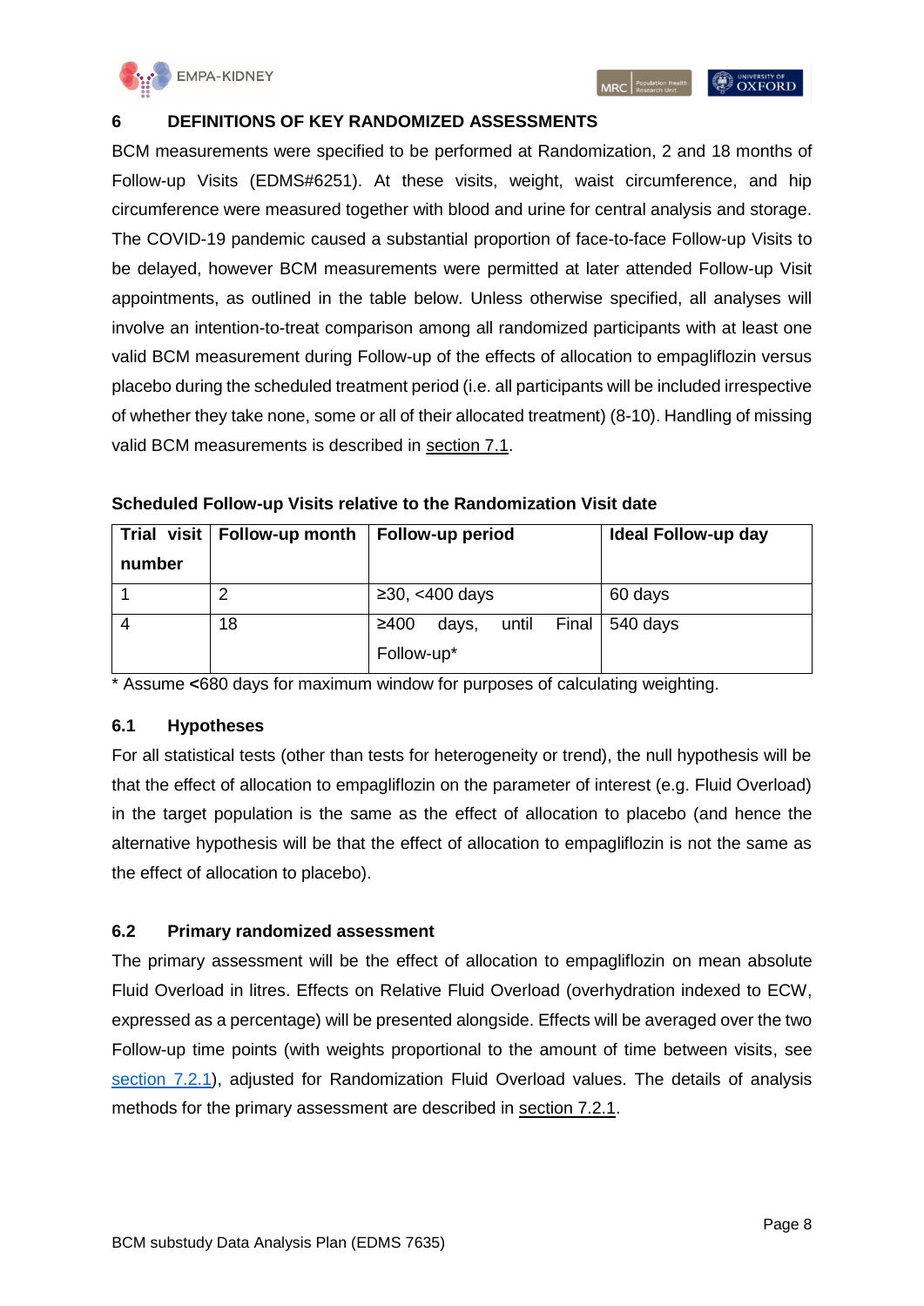## 6 DEFINITIONS OF KEY RANDOMIZED ASSESSMENTS

BCM measurements were specified to be performed at Randomization, 2 and 18 months of Follow-up Visits (EDMS#6251). At these visits, weight, waist circumference, and hip circumference were measured together with blood and urine for central analysis and storage. The COVID-19 pandemic caused a substantial proportion of face-to-face Follow-up Visits to be delayed, however BCM measurements were permitted at later attended Follow-up Visit appointments, as outlined in the table below. Unless otherwise specified, all analyses will involve an intention-to-treat comparison among all randomized participants with at least one valid BCM measurement during Follow-up of the effects of allocation to empagliflozin versus placebo during the scheduled treatment period (i.e. all participants will be included irrespective of whether they take none, some or all of their allocated treatment) (8-10). Handling of missing valid BCM measurements is described in section 7.1.

**Scheduled Follow-up Visits relative to the Randomization Visit date**

| Trial visit number | Follow-up month | Follow-up period | Ideal Follow-up day |
|---|---|---|---|
| 1 | 2 | ≥30, <400 days | 60 days |
| 4 | 18 | ≥400 days, until Final Follow-up* | 540 days |

\* Assume **<**680 days for maximum window for purposes of calculating weighting.

### 6.1 Hypotheses

For all statistical tests (other than tests for heterogeneity or trend), the null hypothesis will be that the effect of allocation to empagliflozin on the parameter of interest (e.g. Fluid Overload) in the target population is the same as the effect of allocation to placebo (and hence the alternative hypothesis will be that the effect of allocation to empagliflozin is not the same as the effect of allocation to placebo).

### 6.2 Primary randomized assessment

The primary assessment will be the effect of allocation to empagliflozin on mean absolute Fluid Overload in litres. Effects on Relative Fluid Overload (overhydration indexed to ECW, expressed as a percentage) will be presented alongside. Effects will be averaged over the two Follow-up time points (with weights proportional to the amount of time between visits, see section 7.2.1), adjusted for Randomization Fluid Overload values. The details of analysis methods for the primary assessment are described in section 7.2.1.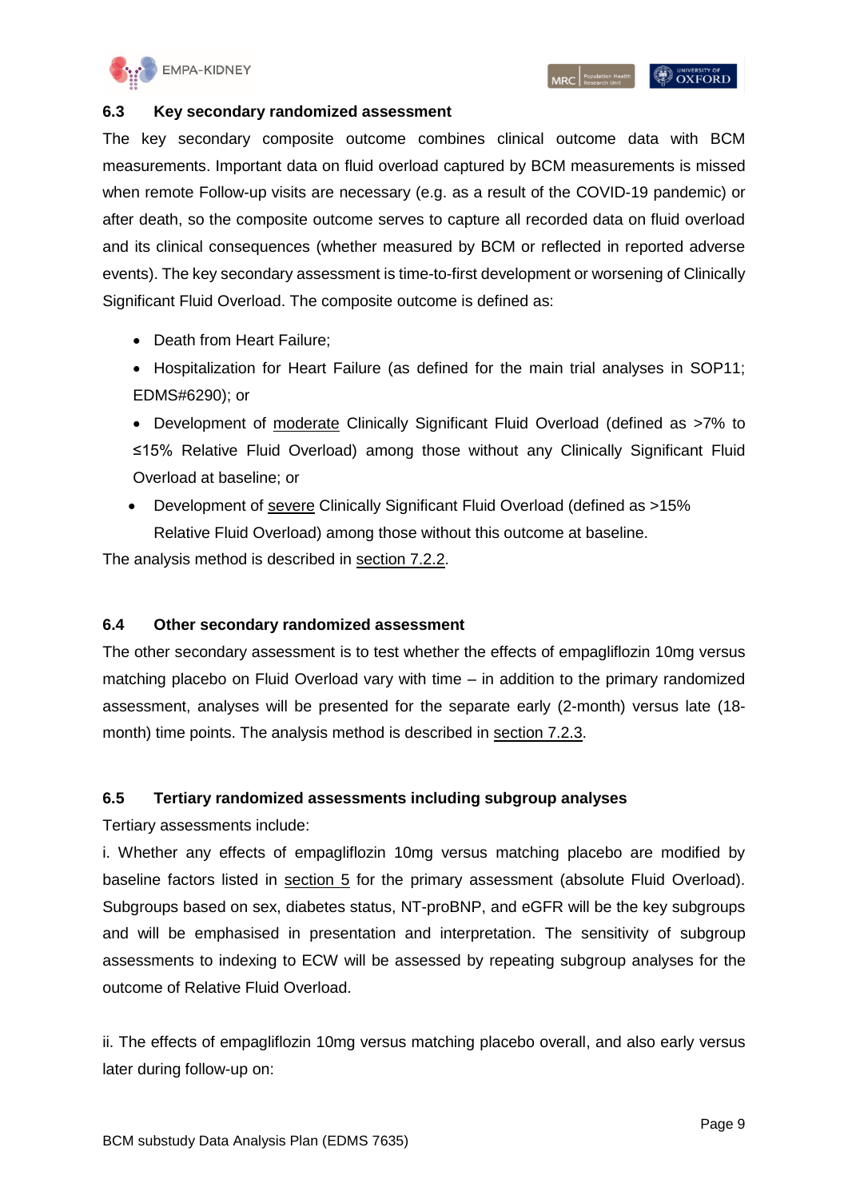### 6.3 Key secondary randomized assessment

The key secondary composite outcome combines clinical outcome data with BCM measurements. Important data on fluid overload captured by BCM measurements is missed when remote Follow-up visits are necessary (e.g. as a result of the COVID-19 pandemic) or after death, so the composite outcome serves to capture all recorded data on fluid overload and its clinical consequences (whether measured by BCM or reflected in reported adverse events). The key secondary assessment is time-to-first development or worsening of Clinically Significant Fluid Overload. The composite outcome is defined as:

- Death from Heart Failure;
- Hospitalization for Heart Failure (as defined for the main trial analyses in SOP11; EDMS#6290); or
- Development of moderate Clinically Significant Fluid Overload (defined as >7% to ≤15% Relative Fluid Overload) among those without any Clinically Significant Fluid Overload at baseline; or
- Development of severe Clinically Significant Fluid Overload (defined as >15% Relative Fluid Overload) among those without this outcome at baseline.

The analysis method is described in section 7.2.2.

### 6.4 Other secondary randomized assessment

The other secondary assessment is to test whether the effects of empagliflozin 10mg versus matching placebo on Fluid Overload vary with time – in addition to the primary randomized assessment, analyses will be presented for the separate early (2-month) versus late (18-month) time points. The analysis method is described in section 7.2.3.

### 6.5 Tertiary randomized assessments including subgroup analyses

Tertiary assessments include:

i. Whether any effects of empagliflozin 10mg versus matching placebo are modified by baseline factors listed in section 5 for the primary assessment (absolute Fluid Overload). Subgroups based on sex, diabetes status, NT-proBNP, and eGFR will be the key subgroups and will be emphasised in presentation and interpretation. The sensitivity of subgroup assessments to indexing to ECW will be assessed by repeating subgroup analyses for the outcome of Relative Fluid Overload.

ii. The effects of empagliflozin 10mg versus matching placebo overall, and also early versus later during follow-up on: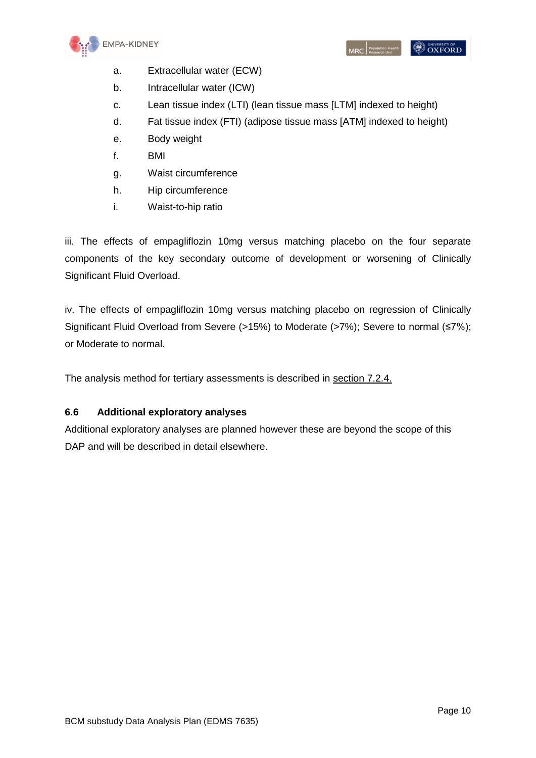a. Extracellular water (ECW)
b. Intracellular water (ICW)
c. Lean tissue index (LTI) (lean tissue mass [LTM] indexed to height)
d. Fat tissue index (FTI) (adipose tissue mass [ATM] indexed to height)
e. Body weight
f. BMI
g. Waist circumference
h. Hip circumference
i. Waist-to-hip ratio

iii. The effects of empagliflozin 10mg versus matching placebo on the four separate components of the key secondary outcome of development or worsening of Clinically Significant Fluid Overload.

iv. The effects of empagliflozin 10mg versus matching placebo on regression of Clinically Significant Fluid Overload from Severe (>15%) to Moderate (>7%); Severe to normal (≤7%); or Moderate to normal.

The analysis method for tertiary assessments is described in section 7.2.4.

### 6.6 Additional exploratory analyses

Additional exploratory analyses are planned however these are beyond the scope of this DAP and will be described in detail elsewhere.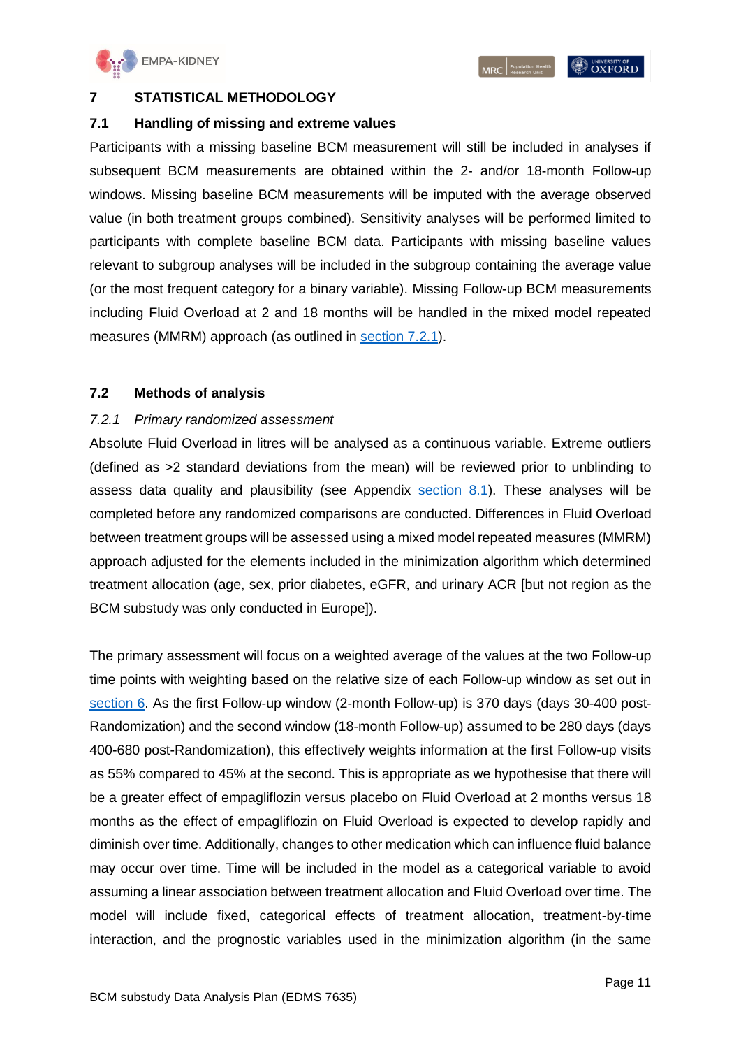# 7 STATISTICAL METHODOLOGY

## 7.1 Handling of missing and extreme values

Participants with a missing baseline BCM measurement will still be included in analyses if subsequent BCM measurements are obtained within the 2- and/or 18-month Follow-up windows. Missing baseline BCM measurements will be imputed with the average observed value (in both treatment groups combined). Sensitivity analyses will be performed limited to participants with complete baseline BCM data. Participants with missing baseline values relevant to subgroup analyses will be included in the subgroup containing the average value (or the most frequent category for a binary variable). Missing Follow-up BCM measurements including Fluid Overload at 2 and 18 months will be handled in the mixed model repeated measures (MMRM) approach (as outlined in section 7.2.1).

## 7.2 Methods of analysis

### *7.2.1 Primary randomized assessment*

Absolute Fluid Overload in litres will be analysed as a continuous variable. Extreme outliers (defined as >2 standard deviations from the mean) will be reviewed prior to unblinding to assess data quality and plausibility (see Appendix section 8.1). These analyses will be completed before any randomized comparisons are conducted. Differences in Fluid Overload between treatment groups will be assessed using a mixed model repeated measures (MMRM) approach adjusted for the elements included in the minimization algorithm which determined treatment allocation (age, sex, prior diabetes, eGFR, and urinary ACR [but not region as the BCM substudy was only conducted in Europe]).

The primary assessment will focus on a weighted average of the values at the two Follow-up time points with weighting based on the relative size of each Follow-up window as set out in section 6. As the first Follow-up window (2-month Follow-up) is 370 days (days 30-400 post-Randomization) and the second window (18-month Follow-up) assumed to be 280 days (days 400-680 post-Randomization), this effectively weights information at the first Follow-up visits as 55% compared to 45% at the second. This is appropriate as we hypothesise that there will be a greater effect of empagliflozin versus placebo on Fluid Overload at 2 months versus 18 months as the effect of empagliflozin on Fluid Overload is expected to develop rapidly and diminish over time. Additionally, changes to other medication which can influence fluid balance may occur over time. Time will be included in the model as a categorical variable to avoid assuming a linear association between treatment allocation and Fluid Overload over time. The model will include fixed, categorical effects of treatment allocation, treatment-by-time interaction, and the prognostic variables used in the minimization algorithm (in the same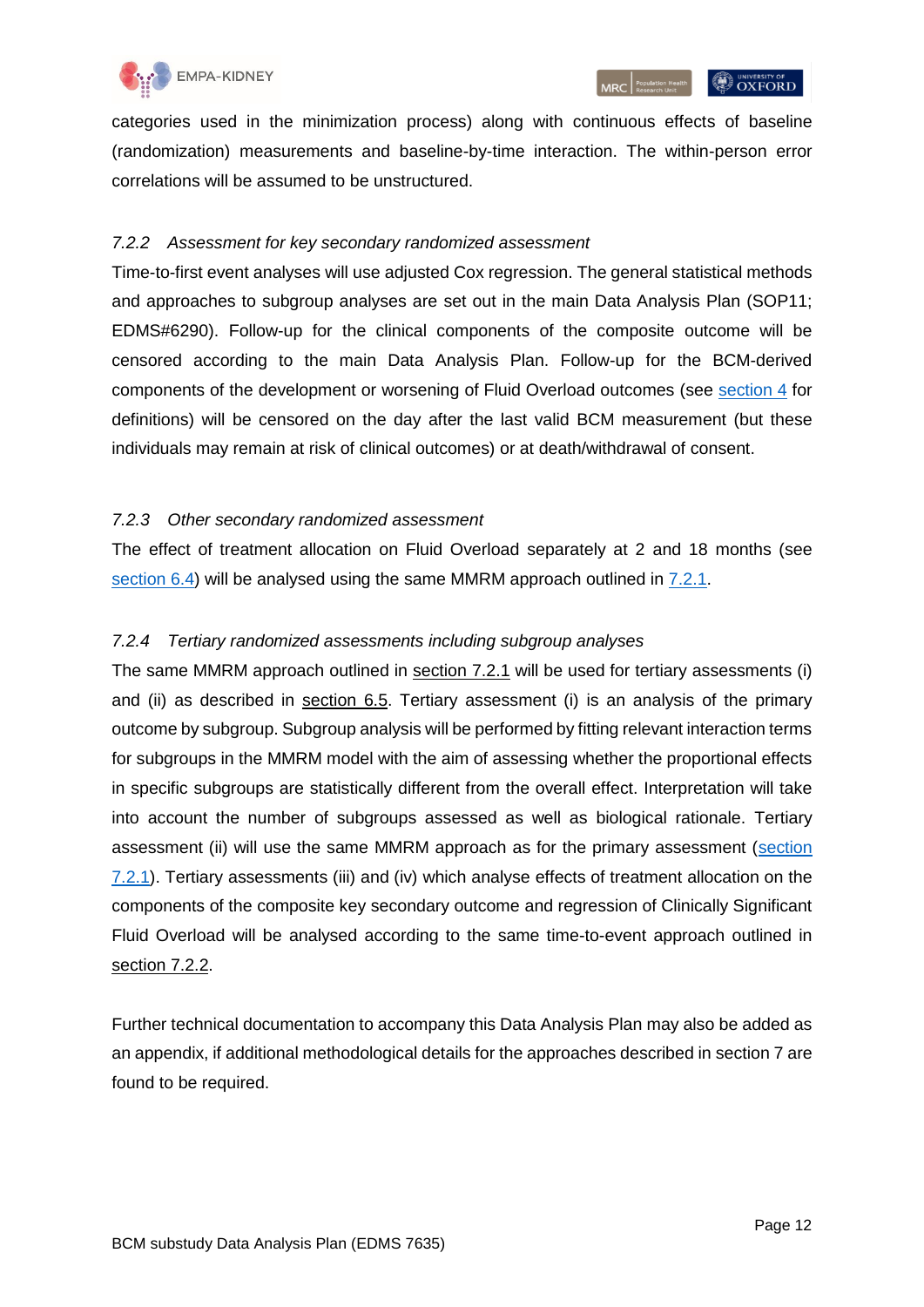categories used in the minimization process) along with continuous effects of baseline (randomization) measurements and baseline-by-time interaction. The within-person error correlations will be assumed to be unstructured.

#### *7.2.2 Assessment for key secondary randomized assessment*

Time-to-first event analyses will use adjusted Cox regression. The general statistical methods and approaches to subgroup analyses are set out in the main Data Analysis Plan (SOP11; EDMS#6290). Follow-up for the clinical components of the composite outcome will be censored according to the main Data Analysis Plan. Follow-up for the BCM-derived components of the development or worsening of Fluid Overload outcomes (see section 4 for definitions) will be censored on the day after the last valid BCM measurement (but these individuals may remain at risk of clinical outcomes) or at death/withdrawal of consent.

#### *7.2.3 Other secondary randomized assessment*

The effect of treatment allocation on Fluid Overload separately at 2 and 18 months (see section 6.4) will be analysed using the same MMRM approach outlined in 7.2.1.

#### *7.2.4 Tertiary randomized assessments including subgroup analyses*

The same MMRM approach outlined in section 7.2.1 will be used for tertiary assessments (i) and (ii) as described in section 6.5. Tertiary assessment (i) is an analysis of the primary outcome by subgroup. Subgroup analysis will be performed by fitting relevant interaction terms for subgroups in the MMRM model with the aim of assessing whether the proportional effects in specific subgroups are statistically different from the overall effect. Interpretation will take into account the number of subgroups assessed as well as biological rationale. Tertiary assessment (ii) will use the same MMRM approach as for the primary assessment (section 7.2.1). Tertiary assessments (iii) and (iv) which analyse effects of treatment allocation on the components of the composite key secondary outcome and regression of Clinically Significant Fluid Overload will be analysed according to the same time-to-event approach outlined in section 7.2.2.

Further technical documentation to accompany this Data Analysis Plan may also be added as an appendix, if additional methodological details for the approaches described in section 7 are found to be required.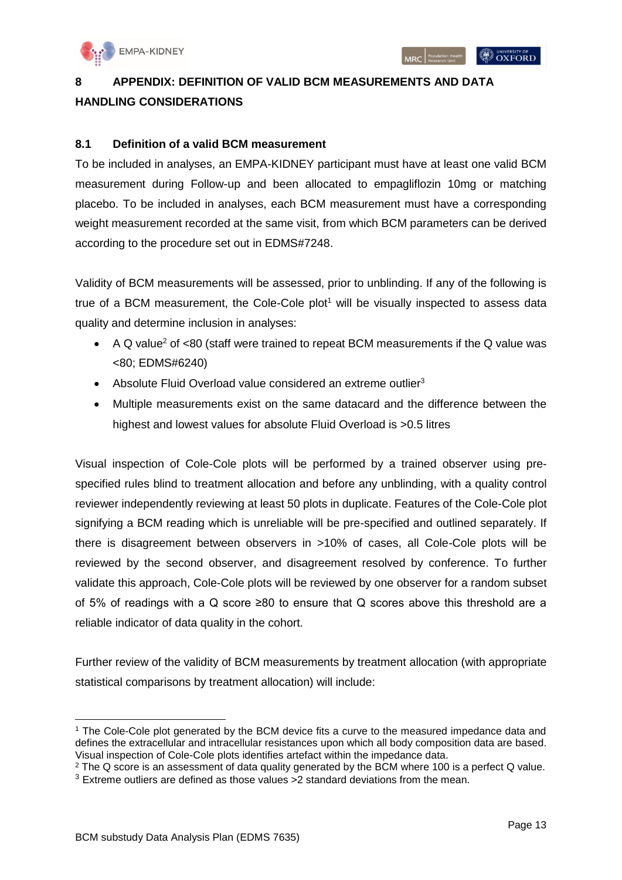# 8 APPENDIX: DEFINITION OF VALID BCM MEASUREMENTS AND DATA HANDLING CONSIDERATIONS

## 8.1 Definition of a valid BCM measurement

To be included in analyses, an EMPA-KIDNEY participant must have at least one valid BCM measurement during Follow-up and been allocated to empagliflozin 10mg or matching placebo. To be included in analyses, each BCM measurement must have a corresponding weight measurement recorded at the same visit, from which BCM parameters can be derived according to the procedure set out in EDMS#7248.

Validity of BCM measurements will be assessed, prior to unblinding. If any of the following is true of a BCM measurement, the Cole-Cole plot[1] will be visually inspected to assess data quality and determine inclusion in analyses:

- A Q value[2] of <80 (staff were trained to repeat BCM measurements if the Q value was <80; EDMS#6240)
- Absolute Fluid Overload value considered an extreme outlier[3]
- Multiple measurements exist on the same datacard and the difference between the highest and lowest values for absolute Fluid Overload is >0.5 litres

Visual inspection of Cole-Cole plots will be performed by a trained observer using pre-specified rules blind to treatment allocation and before any unblinding, with a quality control reviewer independently reviewing at least 50 plots in duplicate. Features of the Cole-Cole plot signifying a BCM reading which is unreliable will be pre-specified and outlined separately. If there is disagreement between observers in >10% of cases, all Cole-Cole plots will be reviewed by the second observer, and disagreement resolved by conference. To further validate this approach, Cole-Cole plots will be reviewed by one observer for a random subset of 5% of readings with a Q score ≥80 to ensure that Q scores above this threshold are a reliable indicator of data quality in the cohort.

Further review of the validity of BCM measurements by treatment allocation (with appropriate statistical comparisons by treatment allocation) will include:

---

[1] The Cole-Cole plot generated by the BCM device fits a curve to the measured impedance data and defines the extracellular and intracellular resistances upon which all body composition data are based. Visual inspection of Cole-Cole plots identifies artefact within the impedance data.

[2] The Q score is an assessment of data quality generated by the BCM where 100 is a perfect Q value.

[3] Extreme outliers are defined as those values >2 standard deviations from the mean.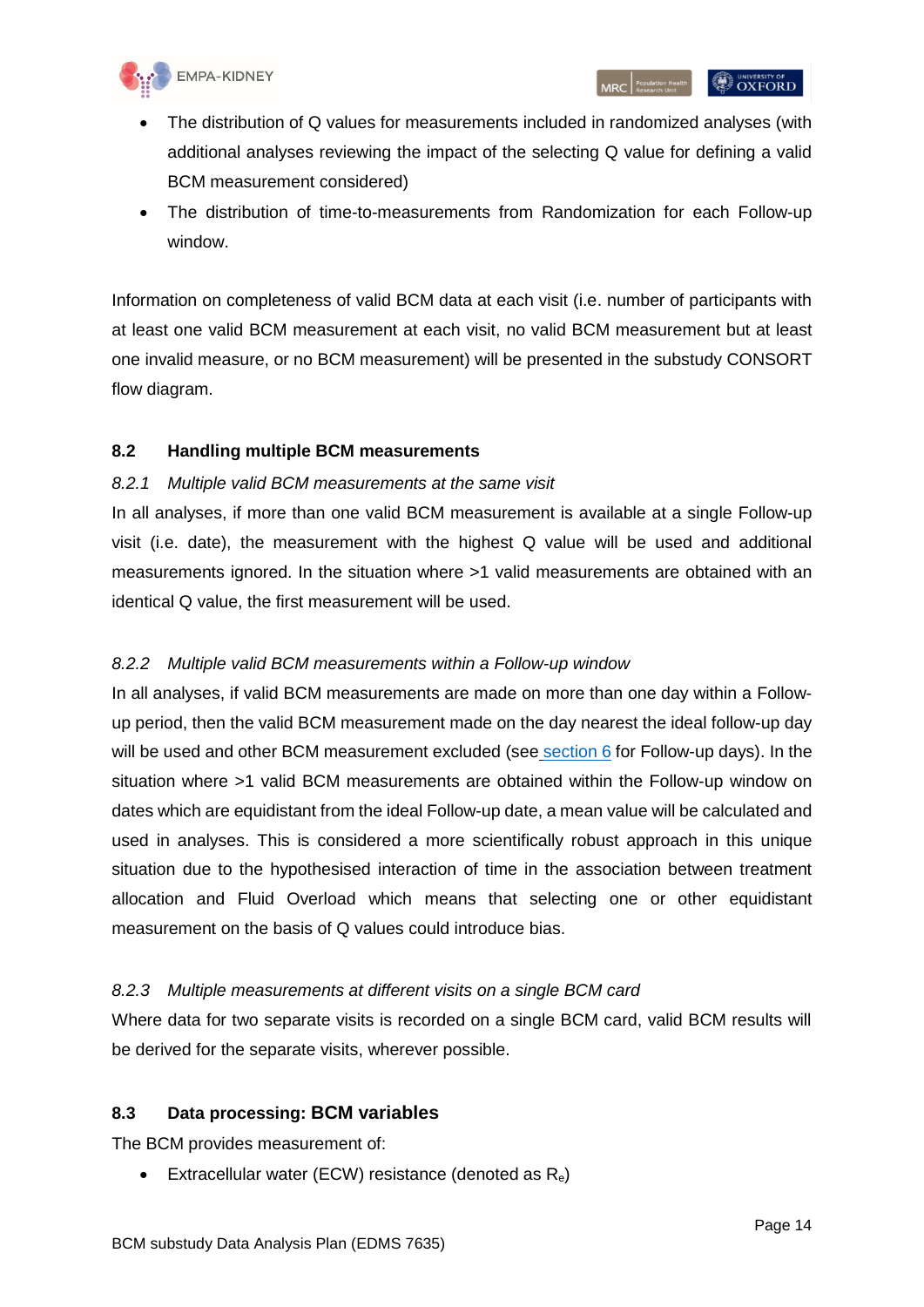- The distribution of Q values for measurements included in randomized analyses (with additional analyses reviewing the impact of the selecting Q value for defining a valid BCM measurement considered)
- The distribution of time-to-measurements from Randomization for each Follow-up window.

Information on completeness of valid BCM data at each visit (i.e. number of participants with at least one valid BCM measurement at each visit, no valid BCM measurement but at least one invalid measure, or no BCM measurement) will be presented in the substudy CONSORT flow diagram.

## 8.2 Handling multiple BCM measurements

### *8.2.1 Multiple valid BCM measurements at the same visit*

In all analyses, if more than one valid BCM measurement is available at a single Follow-up visit (i.e. date), the measurement with the highest Q value will be used and additional measurements ignored. In the situation where >1 valid measurements are obtained with an identical Q value, the first measurement will be used.

### *8.2.2 Multiple valid BCM measurements within a Follow-up window*

In all analyses, if valid BCM measurements are made on more than one day within a Follow-up period, then the valid BCM measurement made on the day nearest the ideal follow-up day will be used and other BCM measurement excluded (see section 6 for Follow-up days). In the situation where >1 valid BCM measurements are obtained within the Follow-up window on dates which are equidistant from the ideal Follow-up date, a mean value will be calculated and used in analyses. This is considered a more scientifically robust approach in this unique situation due to the hypothesised interaction of time in the association between treatment allocation and Fluid Overload which means that selecting one or other equidistant measurement on the basis of Q values could introduce bias.

### *8.2.3 Multiple measurements at different visits on a single BCM card*

Where data for two separate visits is recorded on a single BCM card, valid BCM results will be derived for the separate visits, wherever possible.

## 8.3 Data processing: BCM variables

The BCM provides measurement of:

- Extracellular water (ECW) resistance (denoted as $R_e$)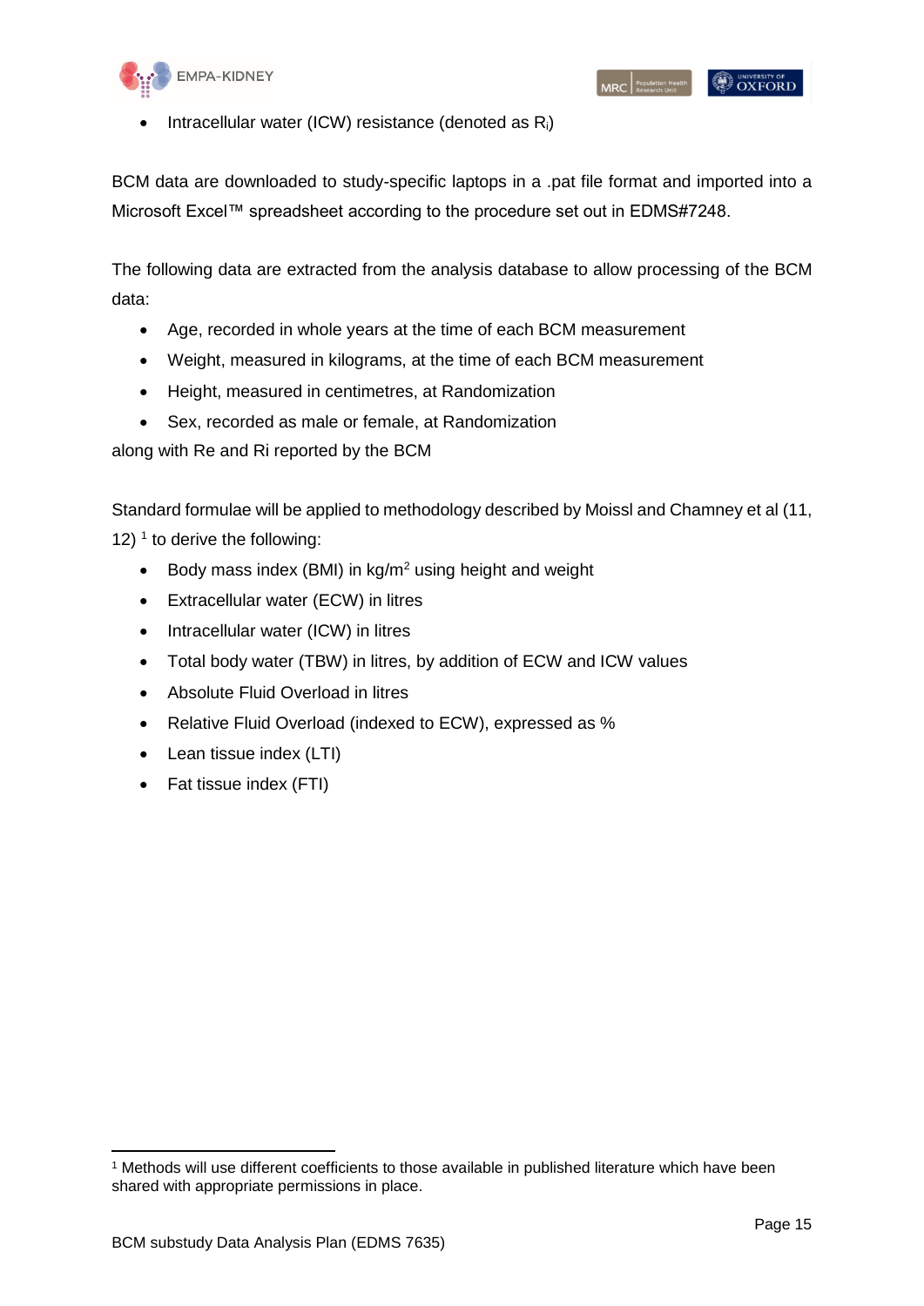- Intracellular water (ICW) resistance (denoted as $R_i$)

BCM data are downloaded to study-specific laptops in a .pat file format and imported into a Microsoft Excel™ spreadsheet according to the procedure set out in EDMS#7248.

The following data are extracted from the analysis database to allow processing of the BCM data:

- Age, recorded in whole years at the time of each BCM measurement
- Weight, measured in kilograms, at the time of each BCM measurement
- Height, measured in centimetres, at Randomization
- Sex, recorded as male or female, at Randomization

along with Re and Ri reported by the BCM

Standard formulae will be applied to methodology described by Moissl and Chamney et al (11, 12) [1] to derive the following:

- Body mass index (BMI) in $kg/m^2$ using height and weight
- Extracellular water (ECW) in litres
- Intracellular water (ICW) in litres
- Total body water (TBW) in litres, by addition of ECW and ICW values
- Absolute Fluid Overload in litres
- Relative Fluid Overload (indexed to ECW), expressed as %
- Lean tissue index (LTI)
- Fat tissue index (FTI)

[1] Methods will use different coefficients to those available in published literature which have been shared with appropriate permissions in place.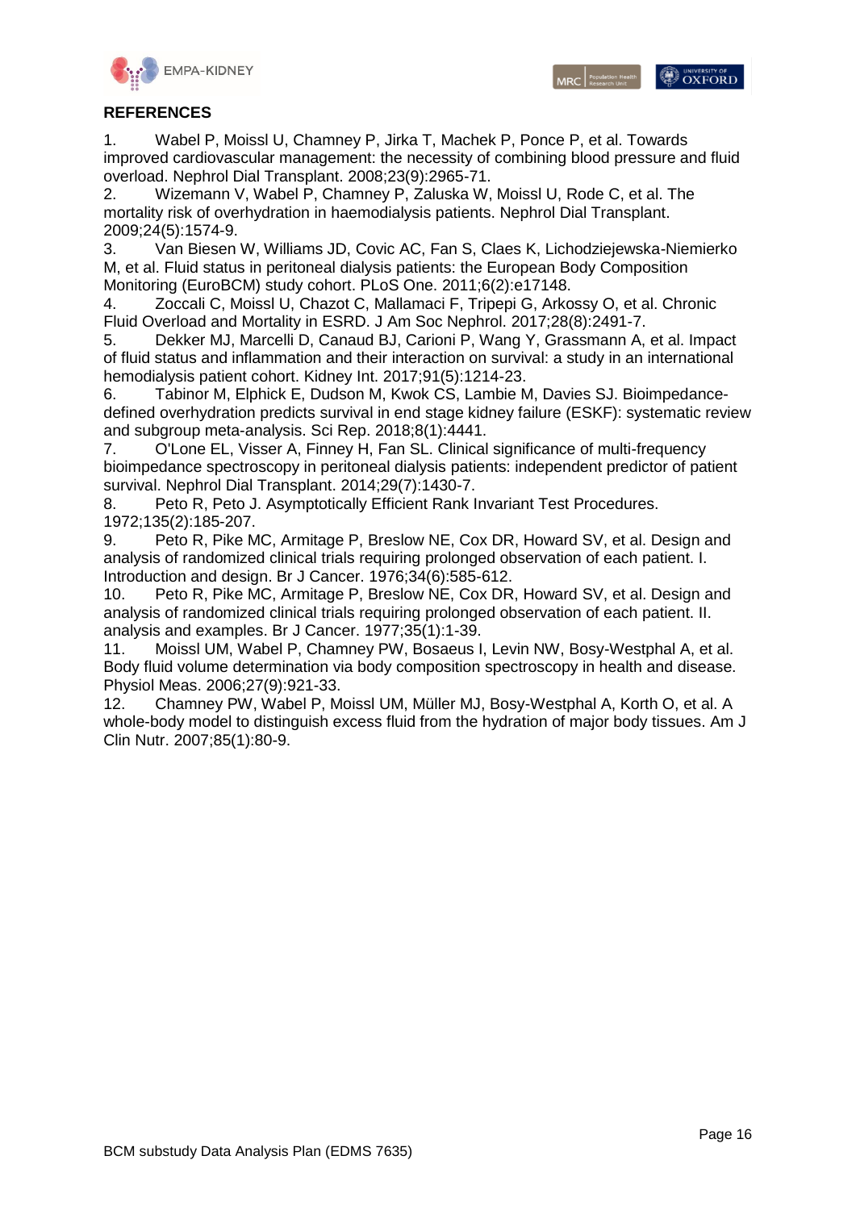## REFERENCES

1. Wabel P, Moissl U, Chamney P, Jirka T, Machek P, Ponce P, et al. Towards improved cardiovascular management: the necessity of combining blood pressure and fluid overload. Nephrol Dial Transplant. 2008;23(9):2965-71.
2. Wizemann V, Wabel P, Chamney P, Zaluska W, Moissl U, Rode C, et al. The mortality risk of overhydration in haemodialysis patients. Nephrol Dial Transplant. 2009;24(5):1574-9.
3. Van Biesen W, Williams JD, Covic AC, Fan S, Claes K, Lichodziejewska-Niemierko M, et al. Fluid status in peritoneal dialysis patients: the European Body Composition Monitoring (EuroBCM) study cohort. PLoS One. 2011;6(2):e17148.
4. Zoccali C, Moissl U, Chazot C, Mallamaci F, Tripepi G, Arkossy O, et al. Chronic Fluid Overload and Mortality in ESRD. J Am Soc Nephrol. 2017;28(8):2491-7.
5. Dekker MJ, Marcelli D, Canaud BJ, Carioni P, Wang Y, Grassmann A, et al. Impact of fluid status and inflammation and their interaction on survival: a study in an international hemodialysis patient cohort. Kidney Int. 2017;91(5):1214-23.
6. Tabinor M, Elphick E, Dudson M, Kwok CS, Lambie M, Davies SJ. Bioimpedance-defined overhydration predicts survival in end stage kidney failure (ESKF): systematic review and subgroup meta-analysis. Sci Rep. 2018;8(1):4441.
7. O'Lone EL, Visser A, Finney H, Fan SL. Clinical significance of multi-frequency bioimpedance spectroscopy in peritoneal dialysis patients: independent predictor of patient survival. Nephrol Dial Transplant. 2014;29(7):1430-7.
8. Peto R, Peto J. Asymptotically Efficient Rank Invariant Test Procedures. 1972;135(2):185-207.
9. Peto R, Pike MC, Armitage P, Breslow NE, Cox DR, Howard SV, et al. Design and analysis of randomized clinical trials requiring prolonged observation of each patient. I. Introduction and design. Br J Cancer. 1976;34(6):585-612.
10. Peto R, Pike MC, Armitage P, Breslow NE, Cox DR, Howard SV, et al. Design and analysis of randomized clinical trials requiring prolonged observation of each patient. II. analysis and examples. Br J Cancer. 1977;35(1):1-39.
11. Moissl UM, Wabel P, Chamney PW, Bosaeus I, Levin NW, Bosy-Westphal A, et al. Body fluid volume determination via body composition spectroscopy in health and disease. Physiol Meas. 2006;27(9):921-33.
12. Chamney PW, Wabel P, Moissl UM, Müller MJ, Bosy-Westphal A, Korth O, et al. A whole-body model to distinguish excess fluid from the hydration of major body tissues. Am J Clin Nutr. 2007;85(1):80-9.